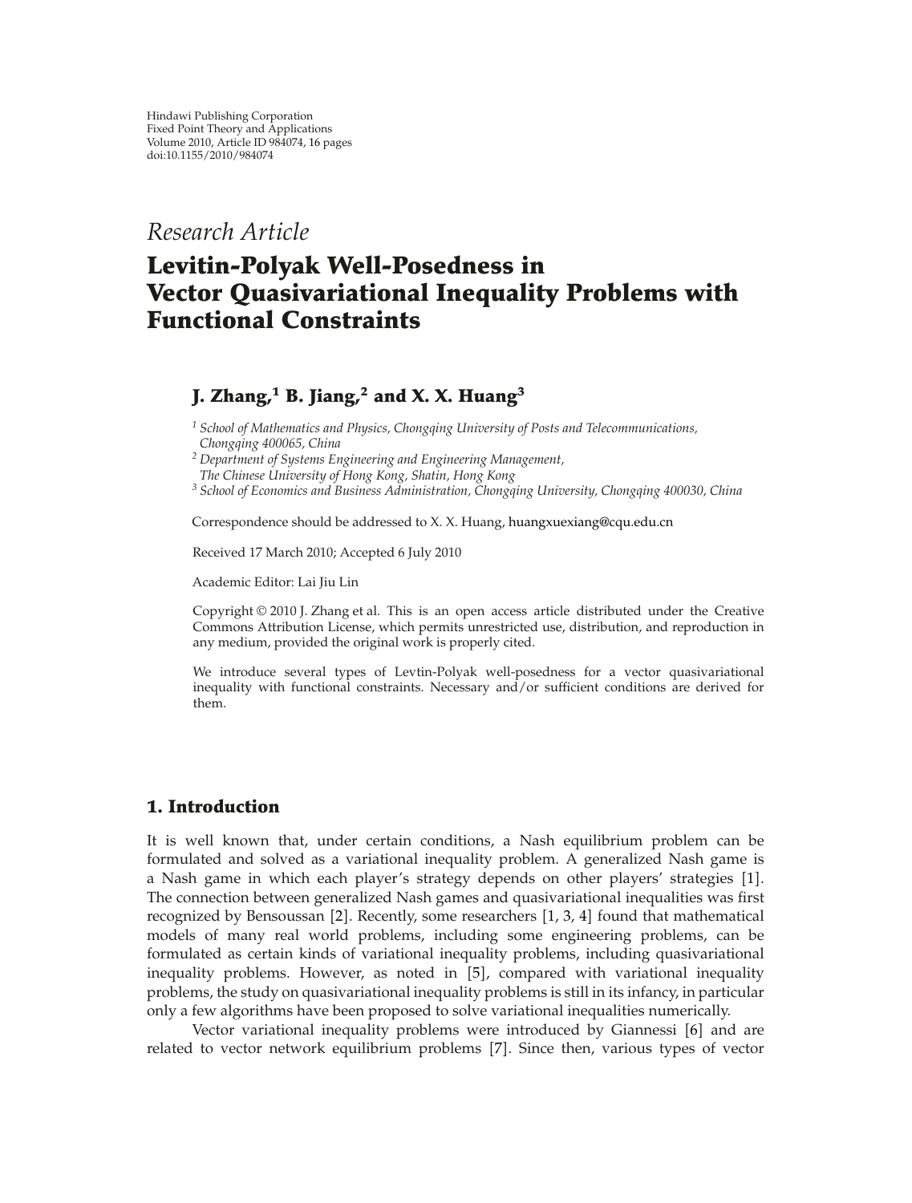Hindawi Publishing Corporation
Fixed Point Theory and Applications
Volume 2010, Article ID 984074, 16 pages
doi:10.1155/2010/984074

*Research Article*

# Levitin-Polyak Well-Posedness in Vector Quasivariational Inequality Problems with Functional Constraints

**J. Zhang,[1] B. Jiang,[2] and X. X. Huang[3]**

[1] *School of Mathematics and Physics, Chongqing University of Posts and Telecommunications, Chongqing 400065, China*
[2] *Department of Systems Engineering and Engineering Management, The Chinese University of Hong Kong, Shatin, Hong Kong*
[3] *School of Economics and Business Administration, Chongqing University, Chongqing 400030, China*

Correspondence should be addressed to X. X. Huang, huangxuexiang@cqu.edu.cn

Received 17 March 2010; Accepted 6 July 2010

Academic Editor: Lai Jiu Lin

Copyright © 2010 J. Zhang et al. This is an open access article distributed under the Creative Commons Attribution License, which permits unrestricted use, distribution, and reproduction in any medium, provided the original work is properly cited.

We introduce several types of Levtin-Polyak well-posedness for a vector quasivariational inequality with functional constraints. Necessary and/or sufficient conditions are derived for them.

## 1. Introduction

It is well known that, under certain conditions, a Nash equilibrium problem can be formulated and solved as a variational inequality problem. A generalized Nash game is a Nash game in which each player's strategy depends on other players' strategies [1]. The connection between generalized Nash games and quasivariational inequalities was first recognized by Bensoussan [2]. Recently, some researchers [1, 3, 4] found that mathematical models of many real world problems, including some engineering problems, can be formulated as certain kinds of variational inequality problems, including quasivariational inequality problems. However, as noted in [5], compared with variational inequality problems, the study on quasivariational inequality problems is still in its infancy, in particular only a few algorithms have been proposed to solve variational inequalities numerically.

Vector variational inequality problems were introduced by Giannessi [6] and are related to vector network equilibrium problems [7]. Since then, various types of vector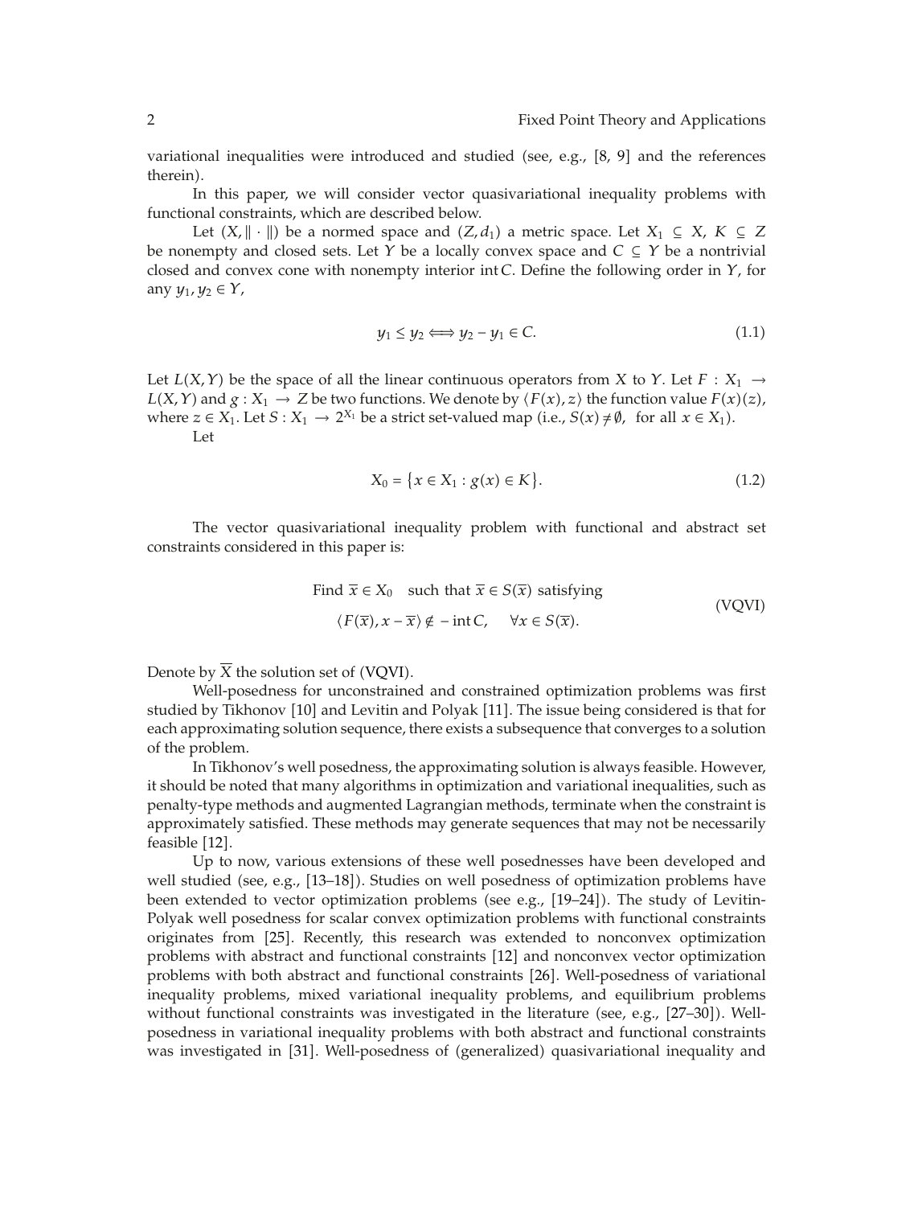variational inequalities were introduced and studied (see, e.g., [8, 9] and the references therein).

In this paper, we will consider vector quasivariational inequality problems with functional constraints, which are described below.

Let $(X, \|\cdot\|)$ be a normed space and $(Z, d_1)$ a metric space. Let $X_1 \subseteq X$, $K \subseteq Z$ be nonempty and closed sets. Let $Y$ be a locally convex space and $C \subseteq Y$ be a nontrivial closed and convex cone with nonempty interior $\operatorname{int} C$. Define the following order in $Y$, for any $y_1, y_2 \in Y$,

$$y_1 \leq y_2 \Longleftrightarrow y_2 - y_1 \in C. \tag{1.1}$$

Let $L(X, Y)$ be the space of all the linear continuous operators from $X$ to $Y$. Let $F : X_1 \to L(X, Y)$ and $g : X_1 \to Z$ be two functions. We denote by $\langle F(x), z\rangle$ the function value $F(x)(z)$, where $z \in X_1$. Let $S : X_1 \to 2^{X_1}$ be a strict set-valued map (i.e., $S(x) \neq \emptyset$, for all $x \in X_1$).

Let

$$X_0 = \{x \in X_1 : g(x) \in K\}. \tag{1.2}$$

The vector quasivariational inequality problem with functional and abstract set constraints considered in this paper is:

$$\begin{aligned} &\text{Find } \overline{x} \in X_0 \quad \text{such that } \overline{x} \in S(\overline{x}) \text{ satisfying} \\ &\langle F(\overline{x}), x - \overline{x}\rangle \notin -\operatorname{int} C, \qquad \forall x \in S(\overline{x}). \end{aligned} \tag{VQVI}$$

Denote by $\overline{X}$ the solution set of (VQVI).

Well-posedness for unconstrained and constrained optimization problems was first studied by Tikhonov [10] and Levitin and Polyak [11]. The issue being considered is that for each approximating solution sequence, there exists a subsequence that converges to a solution of the problem.

In Tikhonov's well posedness, the approximating solution is always feasible. However, it should be noted that many algorithms in optimization and variational inequalities, such as penalty-type methods and augmented Lagrangian methods, terminate when the constraint is approximately satisfied. These methods may generate sequences that may not be necessarily feasible [12].

Up to now, various extensions of these well posednesses have been developed and well studied (see, e.g., [13–18]). Studies on well posedness of optimization problems have been extended to vector optimization problems (see e.g., [19–24]). The study of Levitin-Polyak well posedness for scalar convex optimization problems with functional constraints originates from [25]. Recently, this research was extended to nonconvex optimization problems with abstract and functional constraints [12] and nonconvex vector optimization problems with both abstract and functional constraints [26]. Well-posedness of variational inequality problems, mixed variational inequality problems, and equilibrium problems without functional constraints was investigated in the literature (see, e.g., [27–30]). Well-posedness in variational inequality problems with both abstract and functional constraints was investigated in [31]. Well-posedness of (generalized) quasivariational inequality and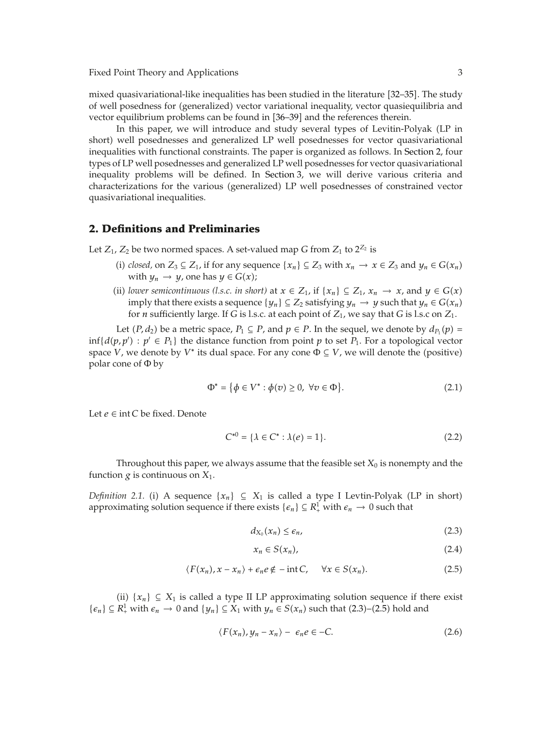mixed quasivariational-like inequalities has been studied in the literature [32–35]. The study of well posedness for (generalized) vector variational inequality, vector quasiequilibria and vector equilibrium problems can be found in [36–39] and the references therein.

In this paper, we will introduce and study several types of Levitin-Polyak (LP in short) well posednesses and generalized LP well posednesses for vector quasivariational inequalities with functional constraints. The paper is organized as follows. In Section 2, four types of LP well posednesses and generalized LP well posednesses for vector quasivariational inequality problems will be defined. In Section 3, we will derive various criteria and characterizations for the various (generalized) LP well posednesses of constrained vector quasivariational inequalities.

## 2. Definitions and Preliminaries

Let $Z_1$, $Z_2$ be two normed spaces. A set-valued map $G$ from $Z_1$ to $2^{Z_2}$ is

(i) *closed,* on $Z_3 \subseteq Z_1$, if for any sequence $\{x_n\} \subseteq Z_3$ with $x_n \to x \in Z_3$ and $y_n \in G(x_n)$ with $y_n \to y$, one has $y \in G(x)$;

(ii) *lower semicontinuous (l.s.c. in short)* at $x \in Z_1$, if $\{x_n\} \subseteq Z_1$, $x_n \to x$, and $y \in G(x)$ imply that there exists a sequence $\{y_n\} \subseteq Z_2$ satisfying $y_n \to y$ such that $y_n \in G(x_n)$ for $n$ sufficiently large. If $G$ is l.s.c. at each point of $Z_1$, we say that $G$ is l.s.c on $Z_1$.

Let $(P, d_2)$ be a metric space, $P_1 \subseteq P$, and $p \in P$. In the sequel, we denote by $d_{P_1}(p) = \inf\{d(p, p') : p' \in P_1\}$ the distance function from point $p$ to set $P_1$. For a topological vector space $V$, we denote by $V^*$ its dual space. For any cone $\Phi \subseteq V$, we will denote the (positive) polar cone of $\Phi$ by

$$\Phi^* = \{\phi \in V^* : \phi(v) \geq 0, \ \forall v \in \Phi\}. \tag{2.1}$$

Let $e \in \operatorname{int} C$ be fixed. Denote

$$C^{*0} = \{\lambda \in C^* : \lambda(e) = 1\}. \tag{2.2}$$

Throughout this paper, we always assume that the feasible set $X_0$ is nonempty and the function $g$ is continuous on $X_1$.

*Definition 2.1.* (i) A sequence $\{x_n\} \subseteq X_1$ is called a type I Levtin-Polyak (LP in short) approximating solution sequence if there exists $\{\epsilon_n\} \subseteq R^1_+$ with $\epsilon_n \to 0$ such that

$$d_{X_0}(x_n) \leq \epsilon_n, \tag{2.3}$$

$$x_n \in S(x_n), \tag{2.4}$$

$$\langle F(x_n), x - x_n \rangle + \epsilon_n e \notin -\operatorname{int} C, \quad \forall x \in S(x_n). \tag{2.5}$$

(ii) $\{x_n\} \subseteq X_1$ is called a type II LP approximating solution sequence if there exist $\{\epsilon_n\} \subseteq R^1_+$ with $\epsilon_n \to 0$ and $\{y_n\} \subseteq X_1$ with $y_n \in S(x_n)$ such that (2.3)–(2.5) hold and

$$\langle F(x_n), y_n - x_n \rangle - \epsilon_n e \in -C. \tag{2.6}$$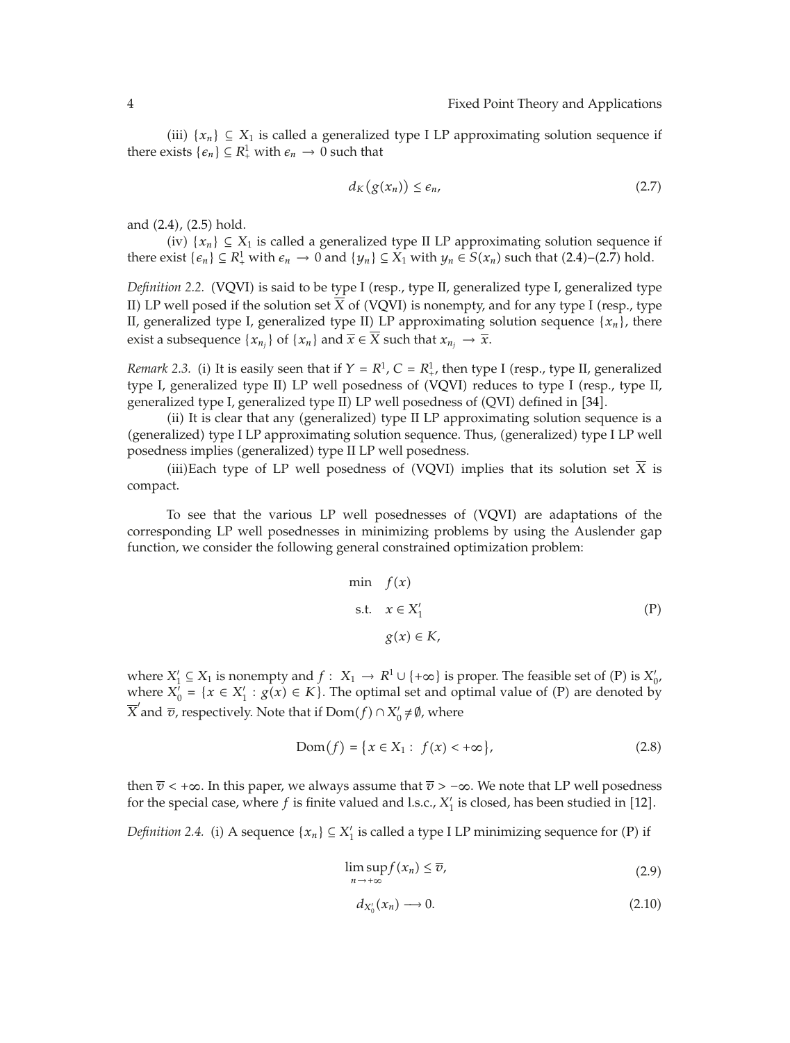(iii) $\{x_n\} \subseteq X_1$ is called a generalized type I LP approximating solution sequence if there exists $\{\epsilon_n\} \subseteq R^1_+$ with $\epsilon_n \to 0$ such that

$$d_K(g(x_n)) \leq \epsilon_n, \tag{2.7}$$

and (2.4), (2.5) hold.

(iv) $\{x_n\} \subseteq X_1$ is called a generalized type II LP approximating solution sequence if there exist $\{\epsilon_n\} \subseteq R^1_+$ with $\epsilon_n \to 0$ and $\{y_n\} \subseteq X_1$ with $y_n \in S(x_n)$ such that (2.4)–(2.7) hold.

*Definition 2.2.* (VQVI) is said to be type I (resp., type II, generalized type I, generalized type II) LP well posed if the solution set $\overline{X}$ of (VQVI) is nonempty, and for any type I (resp., type II, generalized type I, generalized type II) LP approximating solution sequence $\{x_n\}$, there exist a subsequence $\{x_{n_j}\}$ of $\{x_n\}$ and $\overline{x} \in \overline{X}$ such that $x_{n_j} \to \overline{x}$.

*Remark 2.3.* (i) It is easily seen that if $Y = R^1$, $C = R^1_+$, then type I (resp., type II, generalized type I, generalized type II) LP well posedness of (VQVI) reduces to type I (resp., type II, generalized type I, generalized type II) LP well posedness of (QVI) defined in [34].

(ii) It is clear that any (generalized) type II LP approximating solution sequence is a (generalized) type I LP approximating solution sequence. Thus, (generalized) type I LP well posedness implies (generalized) type II LP well posedness.

(iii)Each type of LP well posedness of (VQVI) implies that its solution set $\overline{X}$ is compact.

To see that the various LP well posednesses of (VQVI) are adaptations of the corresponding LP well posednesses in minimizing problems by using the Auslender gap function, we consider the following general constrained optimization problem:

$$\begin{aligned} \min \quad & f(x) \\ \text{s.t.} \quad & x \in X_1' \\ & g(x) \in K, \end{aligned} \tag{P}$$

where $X_1' \subseteq X_1$ is nonempty and $f: X_1 \to R^1 \cup \{+\infty\}$ is proper. The feasible set of (P) is $X_0'$, where $X_0' = \{x \in X_1' : g(x) \in K\}$. The optimal set and optimal value of (P) are denoted by $\overline{X}'$ and $\overline{v}$, respectively. Note that if $\mathrm{Dom}(f) \cap X_0' \neq \emptyset$, where

$$\mathrm{Dom}(f) = \{x \in X_1 : f(x) < +\infty\}, \tag{2.8}$$

then $\overline{v} < +\infty$. In this paper, we always assume that $\overline{v} > -\infty$. We note that LP well posedness for the special case, where $f$ is finite valued and l.s.c., $X_1'$ is closed, has been studied in [12].

*Definition 2.4.* (i) A sequence $\{x_n\} \subseteq X_1'$ is called a type I LP minimizing sequence for (P) if

$$\limsup_{n \to +\infty} f(x_n) \leq \overline{v}, \tag{2.9}$$

$$d_{X_0'}(x_n) \longrightarrow 0. \tag{2.10}$$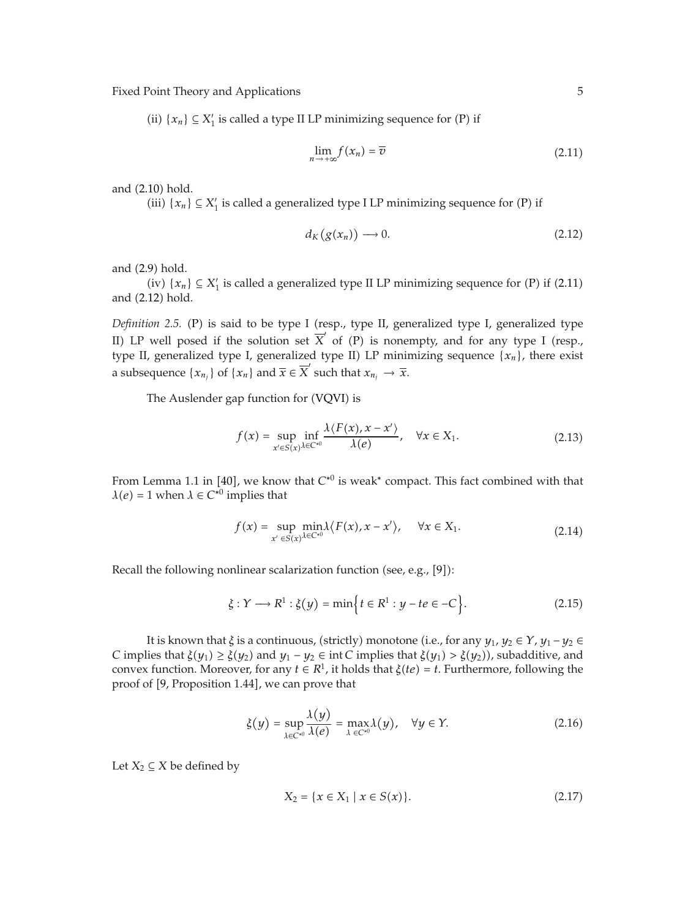(ii) $\{x_n\} \subseteq X_1'$ is called a type II LP minimizing sequence for (P) if

$$\lim_{n\to+\infty} f(x_n) = \overline{v} \tag{2.11}$$

and (2.10) hold.

(iii) $\{x_n\} \subseteq X_1'$ is called a generalized type I LP minimizing sequence for (P) if

$$d_K(g(x_n)) \longrightarrow 0. \tag{2.12}$$

and (2.9) hold.

(iv) $\{x_n\} \subseteq X_1'$ is called a generalized type II LP minimizing sequence for (P) if (2.11) and (2.12) hold.

*Definition 2.5.* (P) is said to be type I (resp., type II, generalized type I, generalized type II) LP well posed if the solution set $\overline{X}'$ of (P) is nonempty, and for any type I (resp., type II, generalized type I, generalized type II) LP minimizing sequence $\{x_n\}$, there exist a subsequence $\{x_{n_j}\}$ of $\{x_n\}$ and $\overline{x} \in \overline{X}'$ such that $x_{n_j} \to \overline{x}$.

The Auslender gap function for (VQVI) is

$$f(x) = \sup_{x' \in S(x)} \inf_{\lambda \in C^{*0}} \frac{\lambda\langle F(x), x - x'\rangle}{\lambda(e)}, \quad \forall x \in X_1. \tag{2.13}$$

From Lemma 1.1 in [40], we know that $C^{*0}$ is weak* compact. This fact combined with that $\lambda(e) = 1$ when $\lambda \in C^{*0}$ implies that

$$f(x) = \sup_{x' \in S(x)} \min_{\lambda \in C^{*0}} \lambda\langle F(x), x - x'\rangle, \quad \forall x \in X_1. \tag{2.14}$$

Recall the following nonlinear scalarization function (see, e.g., [9]):

$$\xi : Y \longrightarrow R^1 : \xi(y) = \min\left\{t \in R^1 : y - te \in -C\right\}. \tag{2.15}$$

It is known that $\xi$ is a continuous, (strictly) monotone (i.e., for any $y_1, y_2 \in Y$, $y_1 - y_2 \in C$ implies that $\xi(y_1) \geq \xi(y_2)$ and $y_1 - y_2 \in \operatorname{int} C$ implies that $\xi(y_1) > \xi(y_2)$), subadditive, and convex function. Moreover, for any $t \in R^1$, it holds that $\xi(te) = t$. Furthermore, following the proof of [9, Proposition 1.44], we can prove that

$$\xi(y) = \sup_{\lambda \in C^{*0}} \frac{\lambda(y)}{\lambda(e)} = \max_{\lambda \in C^{*0}} \lambda(y), \quad \forall y \in Y. \tag{2.16}$$

Let $X_2 \subseteq X$ be defined by

$$X_2 = \{x \in X_1 \mid x \in S(x)\}. \tag{2.17}$$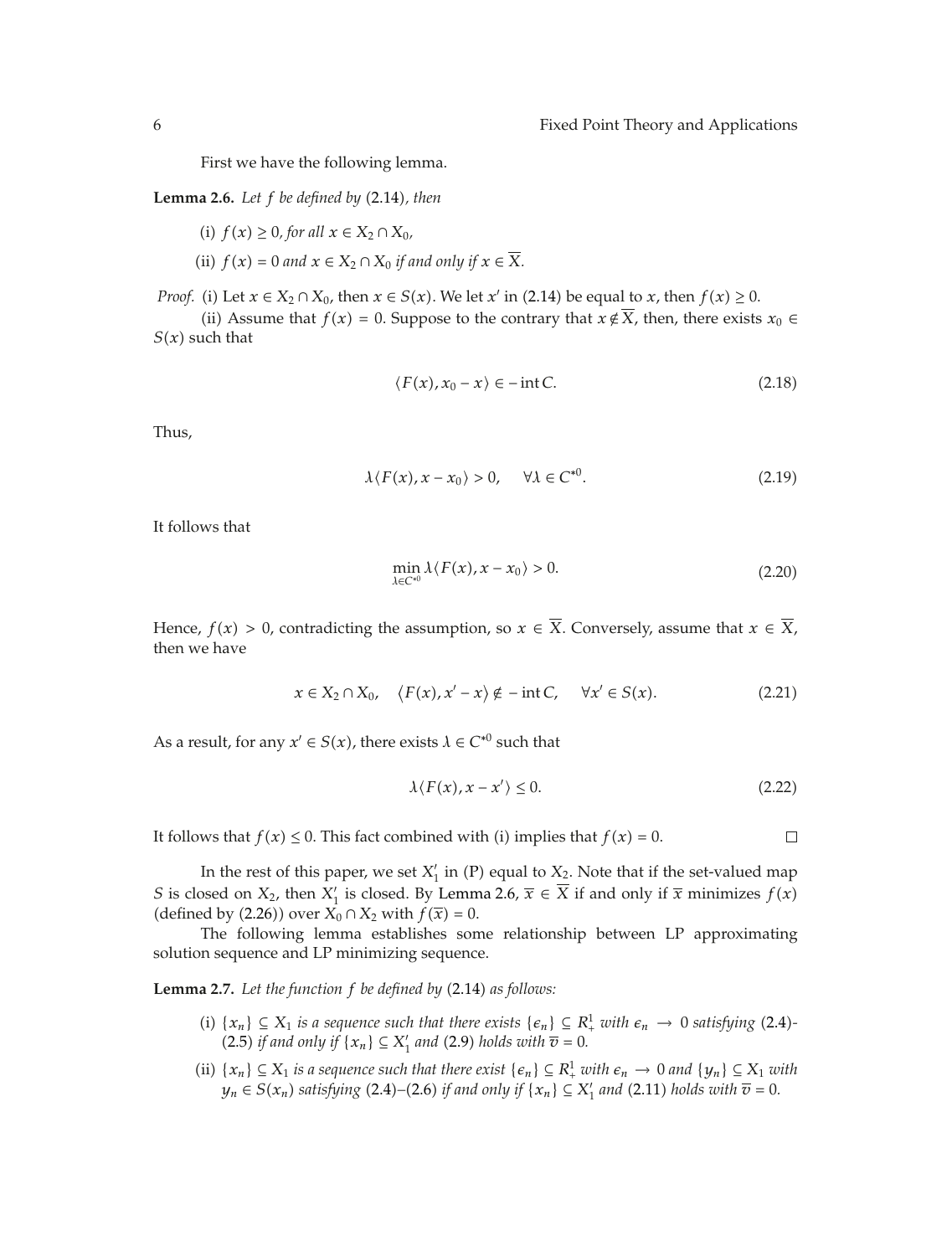First we have the following lemma.

**Lemma 2.6.** *Let $f$ be defined by* (2.14)*, then*

(i) $f(x) \geq 0$*, for all* $x \in X_2 \cap X_0$*,*

(ii) $f(x) = 0$ *and* $x \in X_2 \cap X_0$ *if and only if* $x \in \overline{X}$*.*

*Proof.* (i) Let $x \in X_2 \cap X_0$, then $x \in S(x)$. We let $x'$ in (2.14) be equal to $x$, then $f(x) \geq 0$.

(ii) Assume that $f(x) = 0$. Suppose to the contrary that $x \notin \overline{X}$, then, there exists $x_0 \in S(x)$ such that

$$\langle F(x), x_0 - x \rangle \in -\operatorname{int} C. \tag{2.18}$$

Thus,

$$\lambda \langle F(x), x - x_0 \rangle > 0, \quad \forall \lambda \in C^{*0}. \tag{2.19}$$

It follows that

$$\min_{\lambda \in C^{*0}} \lambda \langle F(x), x - x_0 \rangle > 0. \tag{2.20}$$

Hence, $f(x) > 0$, contradicting the assumption, so $x \in \overline{X}$. Conversely, assume that $x \in \overline{X}$, then we have

$$x \in X_2 \cap X_0, \quad \langle F(x), x' - x \rangle \notin -\operatorname{int} C, \quad \forall x' \in S(x). \tag{2.21}$$

As a result, for any $x' \in S(x)$, there exists $\lambda \in C^{*0}$ such that

$$\lambda \langle F(x), x - x' \rangle \leq 0. \tag{2.22}$$

It follows that $f(x) \leq 0$. This fact combined with (i) implies that $f(x) = 0$. $\square$

In the rest of this paper, we set $X_1'$ in (P) equal to $X_2$. Note that if the set-valued map $S$ is closed on $X_2$, then $X_1'$ is closed. By Lemma 2.6, $\overline{x} \in \overline{X}$ if and only if $\overline{x}$ minimizes $f(x)$ (defined by (2.26)) over $X_0 \cap X_2$ with $f(\overline{x}) = 0$.

The following lemma establishes some relationship between LP approximating solution sequence and LP minimizing sequence.

**Lemma 2.7.** *Let the function $f$ be defined by* (2.14) *as follows:*

(i) $\{x_n\} \subseteq X_1$ *is a sequence such that there exists* $\{\epsilon_n\} \subseteq R_+^1$ *with* $\epsilon_n \to 0$ *satisfying* (2.4)*-*(2.5) *if and only if* $\{x_n\} \subseteq X_1'$ *and* (2.9) *holds with* $\overline{v} = 0$*.*

(ii) $\{x_n\} \subseteq X_1$ *is a sequence such that there exist* $\{\epsilon_n\} \subseteq R_+^1$ *with* $\epsilon_n \to 0$ *and* $\{y_n\} \subseteq X_1$ *with* $y_n \in S(x_n)$ *satisfying* (2.4)–(2.6) *if and only if* $\{x_n\} \subseteq X_1'$ *and* (2.11) *holds with* $\overline{v} = 0$*.*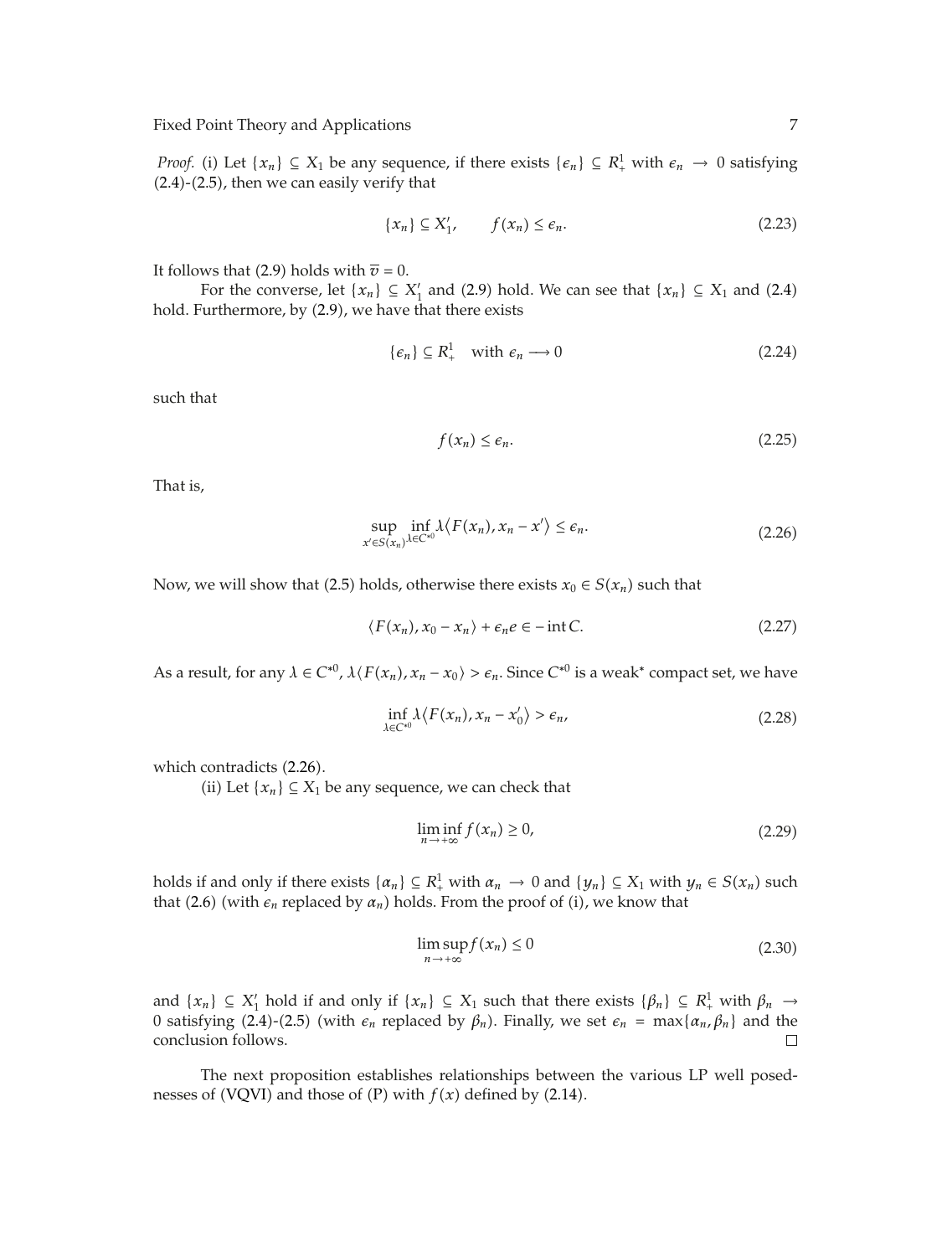*Proof.* (i) Let $\{x_n\} \subseteq X_1$ be any sequence, if there exists $\{\epsilon_n\} \subseteq R^1_+$ with $\epsilon_n \to 0$ satisfying (2.4)-(2.5), then we can easily verify that

$$\{x_n\} \subseteq X'_1, \qquad f(x_n) \leq \epsilon_n. \tag{2.23}$$

It follows that (2.9) holds with $\overline{v} = 0$.

For the converse, let $\{x_n\} \subseteq X'_1$ and (2.9) hold. We can see that $\{x_n\} \subseteq X_1$ and (2.4) hold. Furthermore, by (2.9), we have that there exists

$$\{\epsilon_n\} \subseteq R^1_+ \quad \text{with } \epsilon_n \longrightarrow 0 \tag{2.24}$$

such that

$$f(x_n) \leq \epsilon_n. \tag{2.25}$$

That is,

$$\sup_{x' \in S(x_n)} \inf_{\lambda \in C^{*0}} \lambda \langle F(x_n), x_n - x' \rangle \leq \epsilon_n. \tag{2.26}$$

Now, we will show that (2.5) holds, otherwise there exists $x_0 \in S(x_n)$ such that

$$\langle F(x_n), x_0 - x_n \rangle + \epsilon_n e \in -\operatorname{int} C. \tag{2.27}$$

As a result, for any $\lambda \in C^{*0}$, $\lambda \langle F(x_n), x_n - x_0 \rangle > \epsilon_n$. Since $C^{*0}$ is a weak* compact set, we have

$$\inf_{\lambda \in C^{*0}} \lambda \langle F(x_n), x_n - x'_0 \rangle > \epsilon_n, \tag{2.28}$$

which contradicts (2.26).

(ii) Let $\{x_n\} \subseteq X_1$ be any sequence, we can check that

$$\liminf_{n \to +\infty} f(x_n) \geq 0, \tag{2.29}$$

holds if and only if there exists $\{\alpha_n\} \subseteq R^1_+$ with $\alpha_n \to 0$ and $\{y_n\} \subseteq X_1$ with $y_n \in S(x_n)$ such that (2.6) (with $\epsilon_n$ replaced by $\alpha_n$) holds. From the proof of (i), we know that

$$\limsup_{n \to +\infty} f(x_n) \leq 0 \tag{2.30}$$

and $\{x_n\} \subseteq X'_1$ hold if and only if $\{x_n\} \subseteq X_1$ such that there exists $\{\beta_n\} \subseteq R^1_+$ with $\beta_n \to 0$ satisfying (2.4)-(2.5) (with $\epsilon_n$ replaced by $\beta_n$). Finally, we set $\epsilon_n = \max\{\alpha_n, \beta_n\}$ and the conclusion follows. □

The next proposition establishes relationships between the various LP well posednesses of (VQVI) and those of (P) with $f(x)$ defined by (2.14).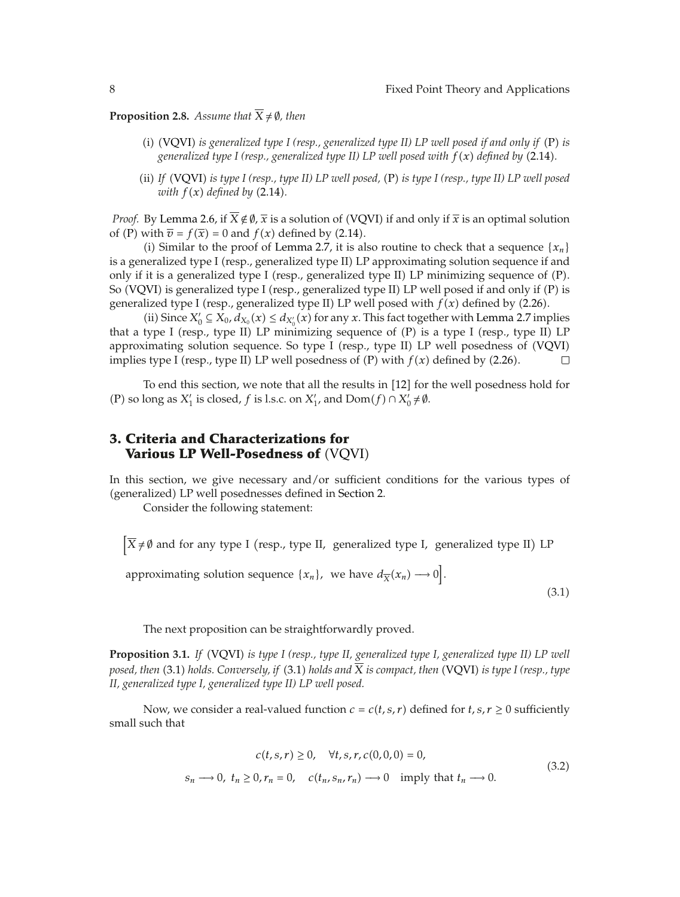**Proposition 2.8.** *Assume that $\overline{X} \neq \emptyset$, then*

(i) (VQVI) *is generalized type I (resp., generalized type II) LP well posed if and only if* (P) *is generalized type I (resp., generalized type II) LP well posed with $f(x)$ defined by* (2.14).

(ii) *If* (VQVI) *is type I (resp., type II) LP well posed,* (P) *is type I (resp., type II) LP well posed with $f(x)$ defined by* (2.14).

*Proof.* By Lemma 2.6, if $\overline{X} \notin \emptyset$, $\overline{x}$ is a solution of (VQVI) if and only if $\overline{x}$ is an optimal solution of (P) with $\overline{v} = f(\overline{x}) = 0$ and $f(x)$ defined by (2.14).

(i) Similar to the proof of Lemma 2.7, it is also routine to check that a sequence $\{x_n\}$ is a generalized type I (resp., generalized type II) LP approximating solution sequence if and only if it is a generalized type I (resp., generalized type II) LP minimizing sequence of (P). So (VQVI) is generalized type I (resp., generalized type II) LP well posed if and only if (P) is generalized type I (resp., generalized type II) LP well posed with $f(x)$ defined by (2.26).

(ii) Since $X_0' \subseteq X_0$, $d_{X_0}(x) \leq d_{X_0'}(x)$ for any $x$. This fact together with Lemma 2.7 implies that a type I (resp., type II) LP minimizing sequence of (P) is a type I (resp., type II) LP approximating solution sequence. So type I (resp., type II) LP well posedness of (VQVI) implies type I (resp., type II) LP well posedness of (P) with $f(x)$ defined by (2.26). □

To end this section, we note that all the results in [12] for the well posedness hold for (P) so long as $X_1'$ is closed, $f$ is l.s.c. on $X_1'$, and $\mathrm{Dom}(f) \cap X_0' \neq \emptyset$.

## 3. Criteria and Characterizations for Various LP Well-Posedness of (VQVI)

In this section, we give necessary and/or sufficient conditions for the various types of (generalized) LP well posednesses defined in Section 2.

Consider the following statement:

$$\Big[\overline{X} \neq \emptyset \text{ and for any type I (resp., type II, generalized type I, generalized type II) LP approximating solution sequence } \{x_n\}, \text{ we have } d_{\overline{X}}(x_n) \longrightarrow 0\Big]. \tag{3.1}$$

The next proposition can be straightforwardly proved.

**Proposition 3.1.** *If* (VQVI) *is type I (resp., type II, generalized type I, generalized type II) LP well posed, then* (3.1) *holds. Conversely, if* (3.1) *holds and $\overline{X}$ is compact, then* (VQVI) *is type I (resp., type II, generalized type I, generalized type II) LP well posed.*

Now, we consider a real-valued function $c = c(t, s, r)$ defined for $t, s, r \geq 0$ sufficiently small such that

$$\begin{gathered} c(t, s, r) \geq 0, \quad \forall t, s, r, c(0, 0, 0) = 0, \\ s_n \longrightarrow 0,\ t_n \geq 0, r_n = 0, \quad c(t_n, s_n, r_n) \longrightarrow 0 \quad \text{imply that } t_n \longrightarrow 0. \end{gathered} \tag{3.2}$$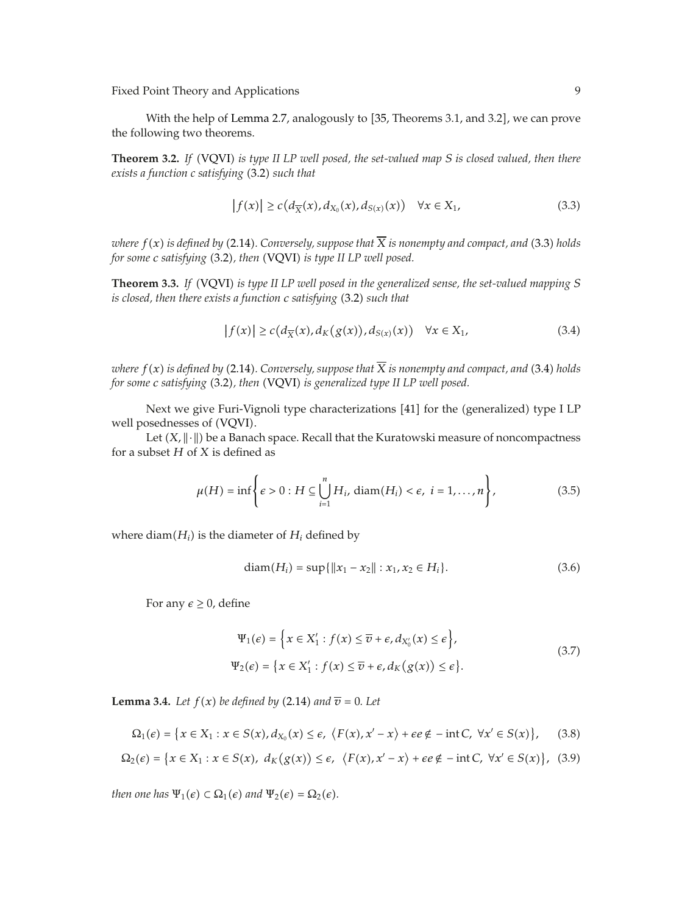With the help of Lemma 2.7, analogously to [35, Theorems 3.1, and 3.2], we can prove the following two theorems.

**Theorem 3.2.** *If* (VQVI) *is type II LP well posed, the set-valued map $S$ is closed valued, then there exists a function $c$ satisfying* (3.2) *such that*

$$|f(x)| \geq c\left(d_{\overline{X}}(x), d_{X_0}(x), d_{S(x)}(x)\right) \quad \forall x \in X_1, \tag{3.3}$$

*where $f(x)$ is defined by* (2.14)*. Conversely, suppose that $\overline{X}$ is nonempty and compact, and* (3.3) *holds for some $c$ satisfying* (3.2)*, then* (VQVI) *is type II LP well posed.*

**Theorem 3.3.** *If* (VQVI) *is type II LP well posed in the generalized sense, the set-valued mapping $S$ is closed, then there exists a function $c$ satisfying* (3.2) *such that*

$$|f(x)| \geq c\left(d_{\overline{X}}(x), d_K(g(x)), d_{S(x)}(x)\right) \quad \forall x \in X_1, \tag{3.4}$$

*where $f(x)$ is defined by* (2.14)*. Conversely, suppose that $\overline{X}$ is nonempty and compact, and* (3.4) *holds for some $c$ satisfying* (3.2)*, then* (VQVI) *is generalized type II LP well posed.*

Next we give Furi-Vignoli type characterizations [41] for the (generalized) type I LP well posednesses of (VQVI).

Let $(X, \|\cdot\|)$ be a Banach space. Recall that the Kuratowski measure of noncompactness for a subset $H$ of $X$ is defined as

$$\mu(H) = \inf\left\{\epsilon > 0 : H \subseteq \bigcup_{i=1}^{n} H_i,\ \operatorname{diam}(H_i) < \epsilon,\ i = 1, \ldots, n\right\}, \tag{3.5}$$

where $\operatorname{diam}(H_i)$ is the diameter of $H_i$ defined by

$$\operatorname{diam}(H_i) = \sup\{\|x_1 - x_2\| : x_1, x_2 \in H_i\}. \tag{3.6}$$

For any $\epsilon \geq 0$, define

$$\begin{aligned}
\Psi_1(\epsilon) &= \left\{x \in X_1' : f(x) \leq \overline{v} + \epsilon, d_{X_0'}(x) \leq \epsilon\right\}, \\
\Psi_2(\epsilon) &= \left\{x \in X_1' : f(x) \leq \overline{v} + \epsilon, d_K(g(x)) \leq \epsilon\right\}.
\end{aligned} \tag{3.7}$$

**Lemma 3.4.** *Let $f(x)$ be defined by* (2.14) *and $\overline{v} = 0$. Let*

$$\Omega_1(\epsilon) = \left\{x \in X_1 : x \in S(x), d_{X_0}(x) \leq \epsilon,\ \langle F(x), x' - x\rangle + \epsilon e \notin -\operatorname{int} C,\ \forall x' \in S(x)\right\}, \tag{3.8}$$

$$\Omega_2(\epsilon) = \left\{x \in X_1 : x \in S(x),\ d_K(g(x)) \leq \epsilon,\ \langle F(x), x' - x\rangle + \epsilon e \notin -\operatorname{int} C,\ \forall x' \in S(x)\right\}, \tag{3.9}$$

*then one has $\Psi_1(\epsilon) \subset \Omega_1(\epsilon)$ and $\Psi_2(\epsilon) = \Omega_2(\epsilon)$.*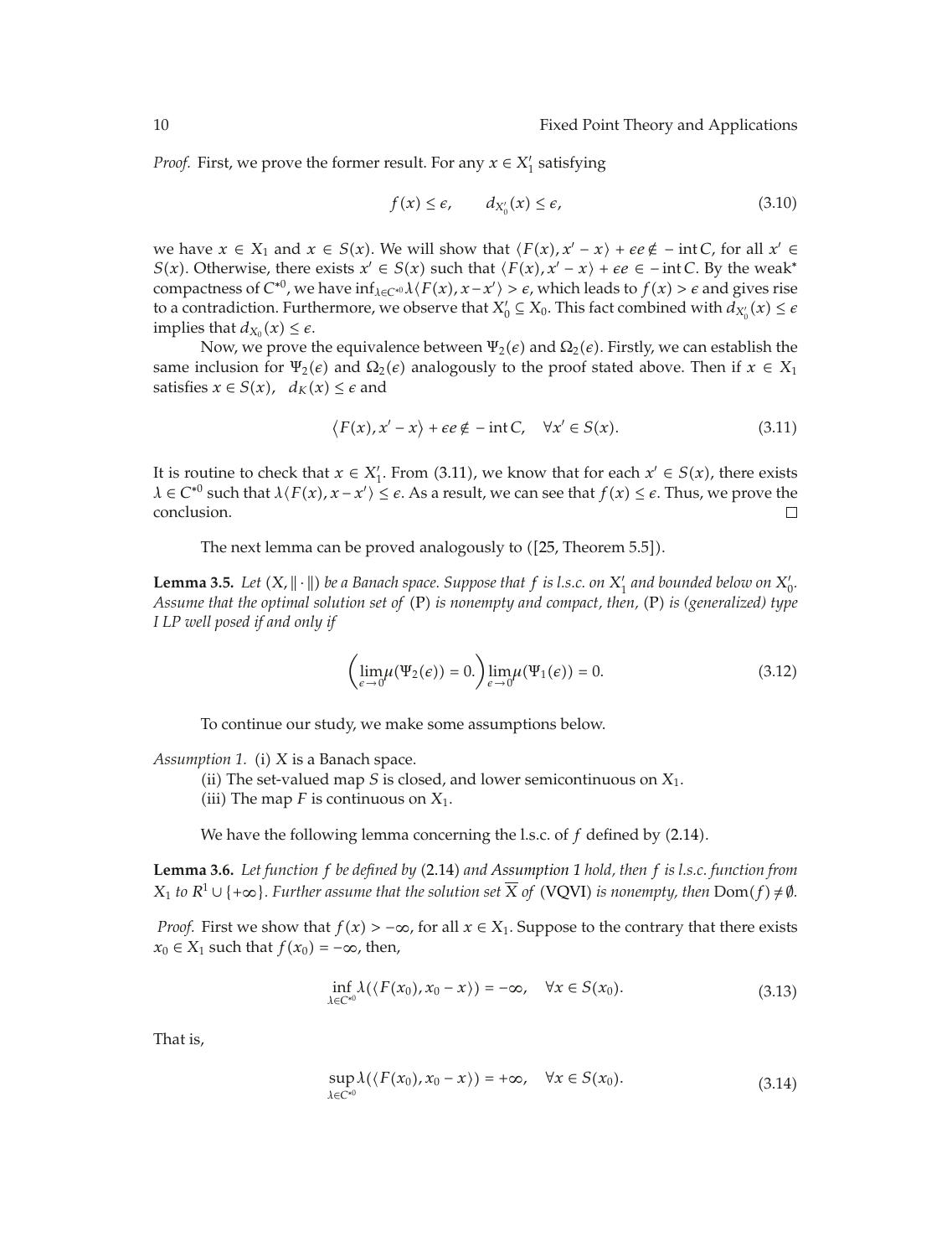*Proof.* First, we prove the former result. For any $x \in X_1'$ satisfying

$$f(x) \le \epsilon, \qquad d_{X_0'}(x) \le \epsilon, \tag{3.10}$$

we have $x \in X_1$ and $x \in S(x)$. We will show that $\langle F(x), x' - x\rangle + \epsilon e \notin -\operatorname{int} C$, for all $x' \in S(x)$. Otherwise, there exists $x' \in S(x)$ such that $\langle F(x), x' - x\rangle + \epsilon e \in -\operatorname{int} C$. By the weak* compactness of $C^{*0}$, we have $\inf_{\lambda \in C^{*0}} \lambda\langle F(x), x - x'\rangle > \epsilon$, which leads to $f(x) > \epsilon$ and gives rise to a contradiction. Furthermore, we observe that $X_0' \subseteq X_0$. This fact combined with $d_{X_0'}(x) \le \epsilon$ implies that $d_{X_0}(x) \le \epsilon$.

Now, we prove the equivalence between $\Psi_2(\epsilon)$ and $\Omega_2(\epsilon)$. Firstly, we can establish the same inclusion for $\Psi_2(\epsilon)$ and $\Omega_2(\epsilon)$ analogously to the proof stated above. Then if $x \in X_1$ satisfies $x \in S(x)$, $d_K(x) \le \epsilon$ and

$$\langle F(x), x' - x\rangle + \epsilon e \notin -\operatorname{int} C, \quad \forall x' \in S(x). \tag{3.11}$$

It is routine to check that $x \in X_1'$. From (3.11), we know that for each $x' \in S(x)$, there exists $\lambda \in C^{*0}$ such that $\lambda\langle F(x), x - x'\rangle \le \epsilon$. As a result, we can see that $f(x) \le \epsilon$. Thus, we prove the conclusion. □

The next lemma can be proved analogously to ([25, Theorem 5.5]).

**Lemma 3.5.** *Let $(X, \|\cdot\|)$ be a Banach space. Suppose that $f$ is l.s.c. on $X_1'$ and bounded below on $X_0'$. Assume that the optimal solution set of* (P) *is nonempty and compact, then,* (P) *is (generalized) type I LP well posed if and only if*

$$\left(\lim_{\epsilon \to 0} \mu(\Psi_2(\epsilon)) = 0.\right) \lim_{\epsilon \to 0} \mu(\Psi_1(\epsilon)) = 0. \tag{3.12}$$

To continue our study, we make some assumptions below.

*Assumption 1.* (i) $X$ is a Banach space.

(ii) The set-valued map $S$ is closed, and lower semicontinuous on $X_1$.

(iii) The map $F$ is continuous on $X_1$.

We have the following lemma concerning the l.s.c. of $f$ defined by (2.14).

**Lemma 3.6.** *Let function $f$ be defined by* (2.14) *and Assumption 1 hold, then $f$ is l.s.c. function from $X_1$ to $R^1 \cup \{+\infty\}$. Further assume that the solution set $\overline{X}$ of* (VQVI) *is nonempty, then* $\operatorname{Dom}(f) \neq \emptyset$.

*Proof.* First we show that $f(x) > -\infty$, for all $x \in X_1$. Suppose to the contrary that there exists $x_0 \in X_1$ such that $f(x_0) = -\infty$, then,

$$\inf_{\lambda \in C^{*0}} \lambda(\langle F(x_0), x_0 - x\rangle) = -\infty, \quad \forall x \in S(x_0). \tag{3.13}$$

That is,

$$\sup_{\lambda \in C^{*0}} \lambda(\langle F(x_0), x_0 - x\rangle) = +\infty, \quad \forall x \in S(x_0). \tag{3.14}$$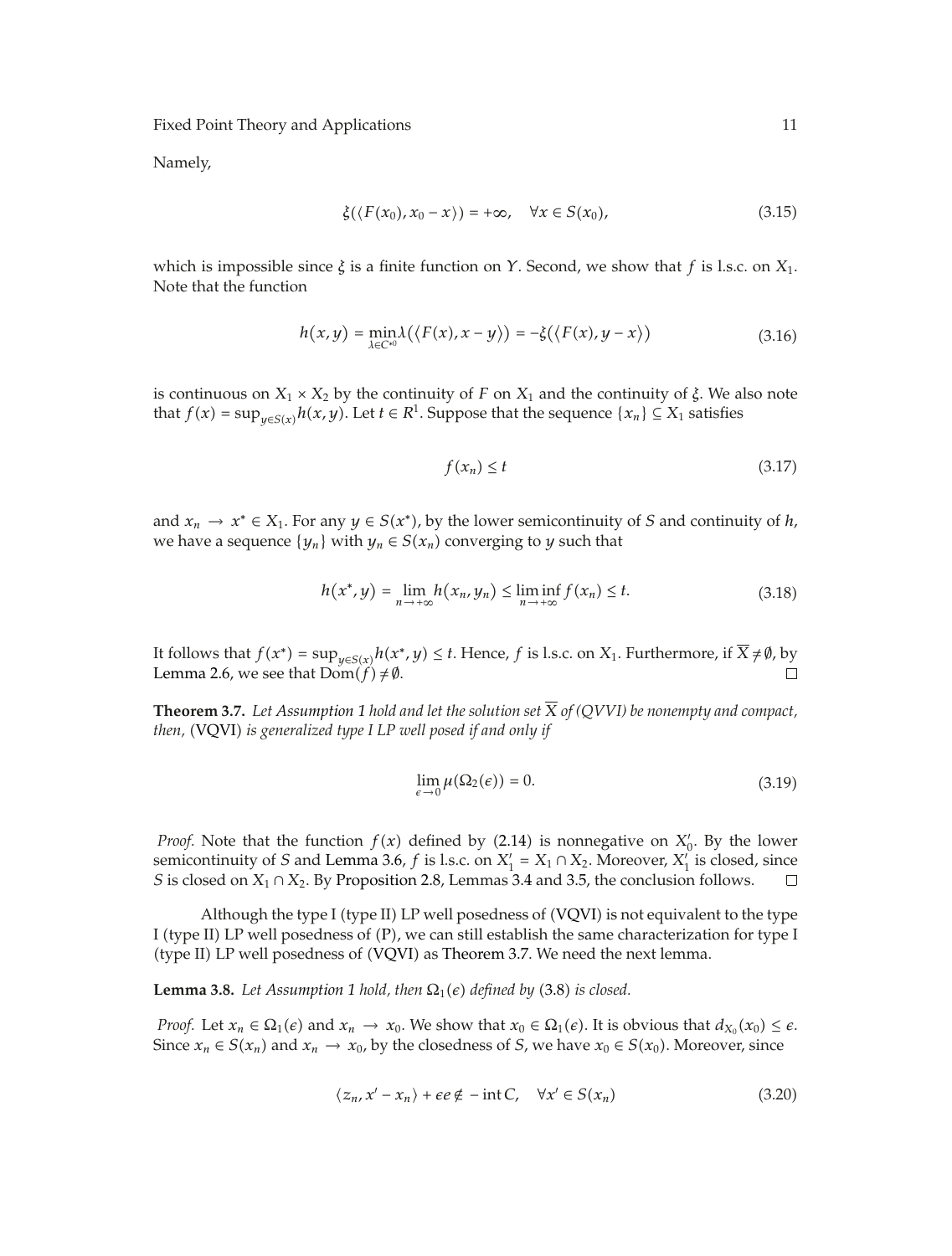Namely,

$$\xi(\langle F(x_0), x_0 - x\rangle) = +\infty, \quad \forall x \in S(x_0), \tag{3.15}$$

which is impossible since $\xi$ is a finite function on $Y$. Second, we show that $f$ is l.s.c. on $X_1$. Note that the function

$$h(x, y) = \min_{\lambda \in C^{*0}} \lambda(\langle F(x), x - y\rangle) = -\xi(\langle F(x), y - x\rangle) \tag{3.16}$$

is continuous on $X_1 \times X_2$ by the continuity of $F$ on $X_1$ and the continuity of $\xi$. We also note that $f(x) = \sup_{y \in S(x)} h(x, y)$. Let $t \in R^1$. Suppose that the sequence $\{x_n\} \subseteq X_1$ satisfies

$$f(x_n) \le t \tag{3.17}$$

and $x_n \to x^* \in X_1$. For any $y \in S(x^*)$, by the lower semicontinuity of $S$ and continuity of $h$, we have a sequence $\{y_n\}$ with $y_n \in S(x_n)$ converging to $y$ such that

$$h(x^*, y) = \lim_{n \to +\infty} h(x_n, y_n) \le \liminf_{n \to +\infty} f(x_n) \le t. \tag{3.18}$$

It follows that $f(x^*) = \sup_{y \in S(x)} h(x^*, y) \le t$. Hence, $f$ is l.s.c. on $X_1$. Furthermore, if $\overline{X} \neq \emptyset$, by Lemma 2.6, we see that $\mathrm{Dom}(f) \neq \emptyset$. □

**Theorem 3.7.** *Let Assumption 1 hold and let the solution set $\overline{X}$ of (QVVI) be nonempty and compact, then,* (VQVI) *is generalized type I LP well posed if and only if*

$$\lim_{\epsilon \to 0} \mu(\Omega_2(\epsilon)) = 0. \tag{3.19}$$

*Proof.* Note that the function $f(x)$ defined by (2.14) is nonnegative on $X_0'$. By the lower semicontinuity of $S$ and Lemma 3.6, $f$ is l.s.c. on $X_1' = X_1 \cap X_2$. Moreover, $X_1'$ is closed, since $S$ is closed on $X_1 \cap X_2$. By Proposition 2.8, Lemmas 3.4 and 3.5, the conclusion follows. □

Although the type I (type II) LP well posedness of (VQVI) is not equivalent to the type I (type II) LP well posedness of (P), we can still establish the same characterization for type I (type II) LP well posedness of (VQVI) as Theorem 3.7. We need the next lemma.

**Lemma 3.8.** *Let Assumption 1 hold, then $\Omega_1(\epsilon)$ defined by* (3.8) *is closed.*

*Proof.* Let $x_n \in \Omega_1(\epsilon)$ and $x_n \to x_0$. We show that $x_0 \in \Omega_1(\epsilon)$. It is obvious that $d_{X_0}(x_0) \le \epsilon$. Since $x_n \in S(x_n)$ and $x_n \to x_0$, by the closedness of $S$, we have $x_0 \in S(x_0)$. Moreover, since

$$\langle z_n, x' - x_n\rangle + \epsilon e \notin -\operatorname{int} C, \quad \forall x' \in S(x_n) \tag{3.20}$$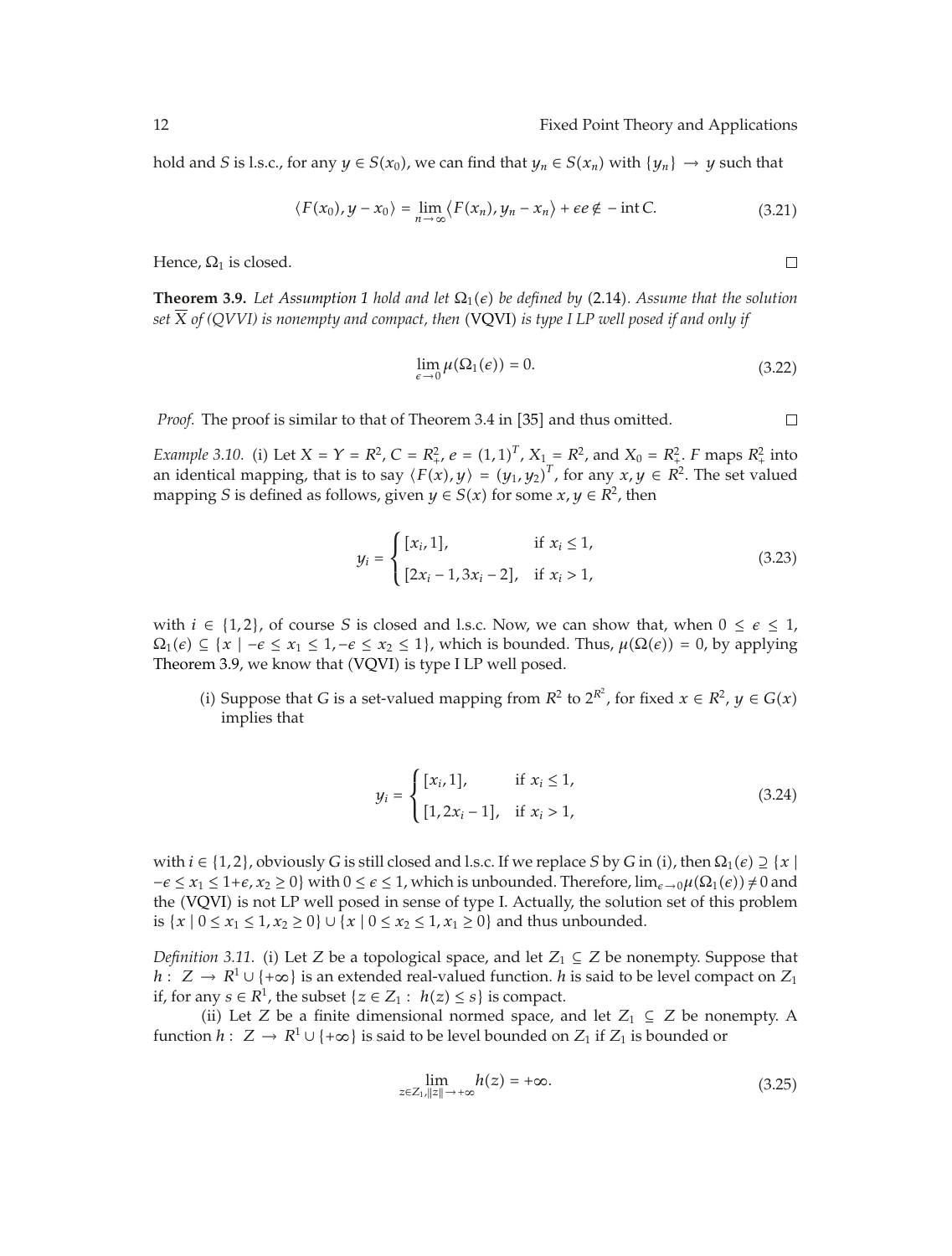hold and $S$ is l.s.c., for any $y \in S(x_0)$, we can find that $y_n \in S(x_n)$ with $\{y_n\} \to y$ such that

$$\langle F(x_0), y - x_0 \rangle = \lim_{n \to \infty} \langle F(x_n), y_n - x_n \rangle + \epsilon e \notin -\operatorname{int} C. \tag{3.21}$$

Hence, $\Omega_1$ is closed. □

**Theorem 3.9.** *Let Assumption 1 hold and let $\Omega_1(\epsilon)$ be defined by* (2.14)*. Assume that the solution set $\overline{X}$ of (QVVI) is nonempty and compact, then* (VQVI) *is type I LP well posed if and only if*

$$\lim_{\epsilon \to 0} \mu(\Omega_1(\epsilon)) = 0. \tag{3.22}$$

*Proof.* The proof is similar to that of Theorem 3.4 in [35] and thus omitted. □

*Example 3.10.* (i) Let $X = Y = R^2$, $C = R_+^2$, $e = (1,1)^T$, $X_1 = R^2$, and $X_0 = R_+^2$. $F$ maps $R_+^2$ into an identical mapping, that is to say $\langle F(x), y \rangle = (y_1, y_2)^T$, for any $x, y \in R^2$. The set valued mapping $S$ is defined as follows, given $y \in S(x)$ for some $x, y \in R^2$, then

$$y_i = \begin{cases} [x_i, 1], & \text{if } x_i \leq 1, \\ [2x_i - 1, 3x_i - 2], & \text{if } x_i > 1, \end{cases} \tag{3.23}$$

with $i \in \{1,2\}$, of course $S$ is closed and l.s.c. Now, we can show that, when $0 \leq \epsilon \leq 1$, $\Omega_1(\epsilon) \subseteq \{x \mid -\epsilon \leq x_1 \leq 1, -\epsilon \leq x_2 \leq 1\}$, which is bounded. Thus, $\mu(\Omega(\epsilon)) = 0$, by applying Theorem 3.9, we know that (VQVI) is type I LP well posed.

(i) Suppose that $G$ is a set-valued mapping from $R^2$ to $2^{R^2}$, for fixed $x \in R^2$, $y \in G(x)$ implies that

$$y_i = \begin{cases} [x_i, 1], & \text{if } x_i \leq 1, \\ [1, 2x_i - 1], & \text{if } x_i > 1, \end{cases} \tag{3.24}$$

with $i \in \{1,2\}$, obviously $G$ is still closed and l.s.c. If we replace $S$ by $G$ in (i), then $\Omega_1(\epsilon) \supseteq \{x \mid -\epsilon \leq x_1 \leq 1+\epsilon, x_2 \geq 0\}$ with $0 \leq \epsilon \leq 1$, which is unbounded. Therefore, $\lim_{\epsilon \to 0} \mu(\Omega_1(\epsilon)) \neq 0$ and the (VQVI) is not LP well posed in sense of type I. Actually, the solution set of this problem is $\{x \mid 0 \leq x_1 \leq 1, x_2 \geq 0\} \cup \{x \mid 0 \leq x_2 \leq 1, x_1 \geq 0\}$ and thus unbounded.

*Definition 3.11.* (i) Let $Z$ be a topological space, and let $Z_1 \subseteq Z$ be nonempty. Suppose that $h : Z \to R^1 \cup \{+\infty\}$ is an extended real-valued function. $h$ is said to be level compact on $Z_1$ if, for any $s \in R^1$, the subset $\{z \in Z_1 : h(z) \leq s\}$ is compact.

(ii) Let $Z$ be a finite dimensional normed space, and let $Z_1 \subseteq Z$ be nonempty. A function $h : Z \to R^1 \cup \{+\infty\}$ is said to be level bounded on $Z_1$ if $Z_1$ is bounded or

$$\lim_{z \in Z_1, \|z\| \to +\infty} h(z) = +\infty. \tag{3.25}$$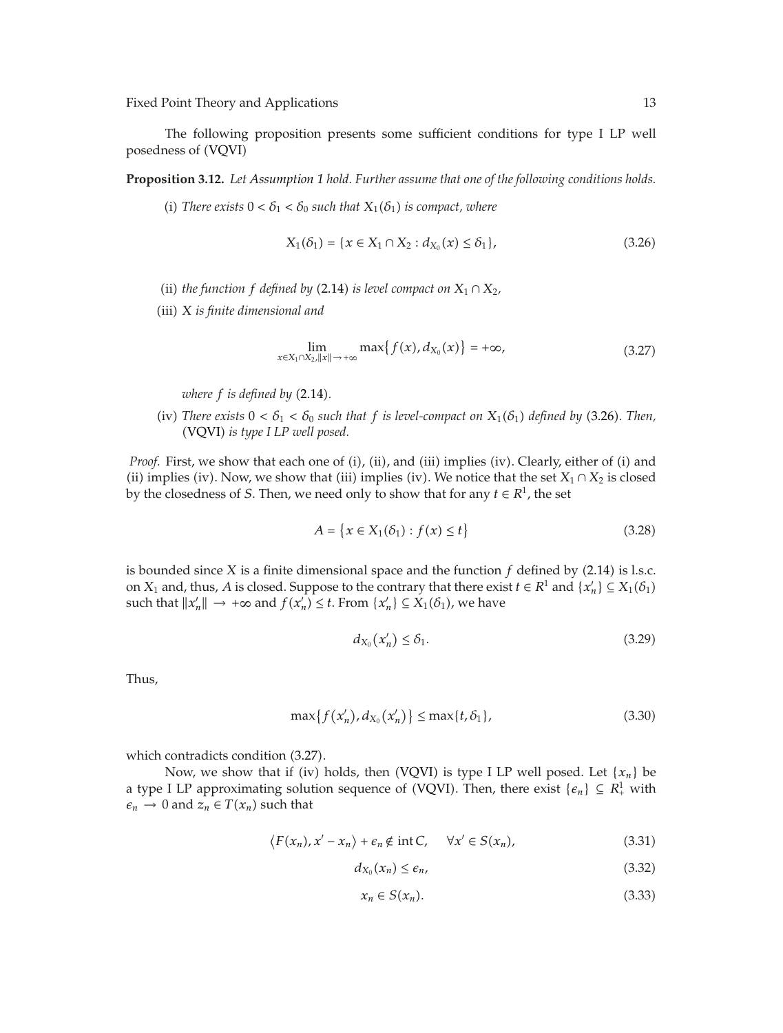The following proposition presents some sufficient conditions for type I LP well posedness of (VQVI)

**Proposition 3.12.** *Let Assumption 1 hold. Further assume that one of the following conditions holds.*

(i) *There exists $0 < \delta_1 < \delta_0$ such that $X_1(\delta_1)$ is compact, where*

$$X_1(\delta_1) = \{x \in X_1 \cap X_2 : d_{X_0}(x) \leq \delta_1\}, \tag{3.26}$$

(ii) *the function $f$ defined by* (2.14) *is level compact on $X_1 \cap X_2$,*

(iii) *$X$ is finite dimensional and*

$$\lim_{x \in X_1 \cap X_2, \|x\| \to +\infty} \max\{f(x), d_{X_0}(x)\} = +\infty, \tag{3.27}$$

*where $f$ is defined by* (2.14)*.*

(iv) *There exists $0 < \delta_1 < \delta_0$ such that $f$ is level-compact on $X_1(\delta_1)$ defined by* (3.26)*. Then,* (VQVI) *is type I LP well posed.*

*Proof.* First, we show that each one of (i), (ii), and (iii) implies (iv). Clearly, either of (i) and (ii) implies (iv). Now, we show that (iii) implies (iv). We notice that the set $X_1 \cap X_2$ is closed by the closedness of $S$. Then, we need only to show that for any $t \in R^1$, the set

$$A = \{x \in X_1(\delta_1) : f(x) \leq t\} \tag{3.28}$$

is bounded since $X$ is a finite dimensional space and the function $f$ defined by (2.14) is l.s.c. on $X_1$ and, thus, $A$ is closed. Suppose to the contrary that there exist $t \in R^1$ and $\{x'_n\} \subseteq X_1(\delta_1)$ such that $\|x'_n\| \to +\infty$ and $f(x'_n) \leq t$. From $\{x'_n\} \subseteq X_1(\delta_1)$, we have

$$d_{X_0}(x'_n) \leq \delta_1. \tag{3.29}$$

Thus,

$$\max\{f(x'_n), d_{X_0}(x'_n)\} \leq \max\{t, \delta_1\}, \tag{3.30}$$

which contradicts condition (3.27).

Now, we show that if (iv) holds, then (VQVI) is type I LP well posed. Let $\{x_n\}$ be a type I LP approximating solution sequence of (VQVI). Then, there exist $\{\epsilon_n\} \subseteq R^1_+$ with $\epsilon_n \to 0$ and $z_n \in T(x_n)$ such that

$$\langle F(x_n), x' - x_n \rangle + \epsilon_n \notin \operatorname{int} C, \quad \forall x' \in S(x_n), \tag{3.31}$$

$$d_{X_0}(x_n) \leq \epsilon_n, \tag{3.32}$$

$$x_n \in S(x_n). \tag{3.33}$$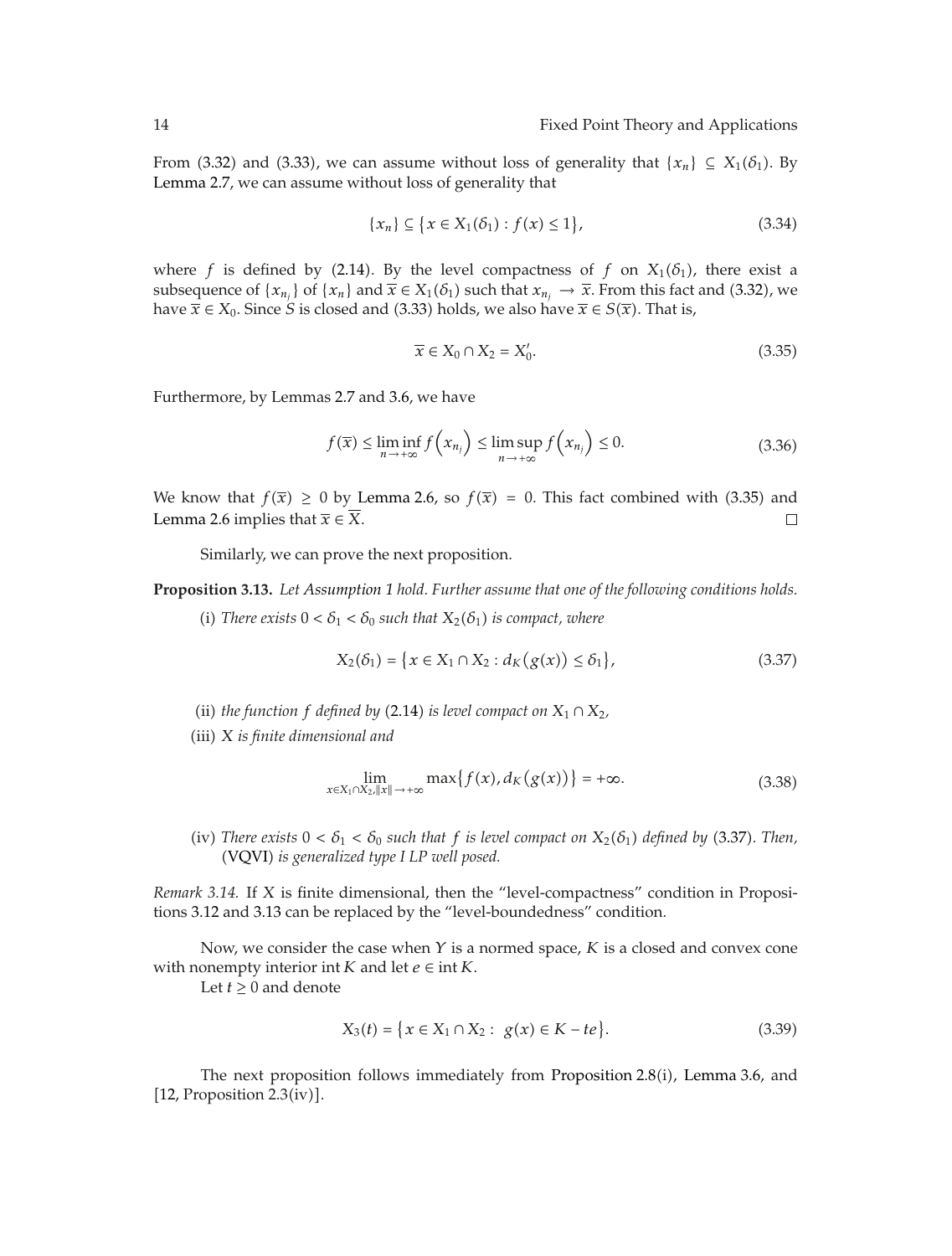From (3.32) and (3.33), we can assume without loss of generality that $\{x_n\} \subseteq X_1(\delta_1)$. By Lemma 2.7, we can assume without loss of generality that

$$\{x_n\} \subseteq \{x \in X_1(\delta_1) : f(x) \leq 1\}, \tag{3.34}$$

where $f$ is defined by (2.14). By the level compactness of $f$ on $X_1(\delta_1)$, there exist a subsequence of $\{x_{n_j}\}$ of $\{x_n\}$ and $\overline{x} \in X_1(\delta_1)$ such that $x_{n_j} \to \overline{x}$. From this fact and (3.32), we have $\overline{x} \in X_0$. Since $S$ is closed and (3.33) holds, we also have $\overline{x} \in S(\overline{x})$. That is,

$$\overline{x} \in X_0 \cap X_2 = X_0'. \tag{3.35}$$

Furthermore, by Lemmas 2.7 and 3.6, we have

$$f(\overline{x}) \leq \liminf_{n \to +\infty} f\left(x_{n_j}\right) \leq \limsup_{n \to +\infty} f\left(x_{n_j}\right) \leq 0. \tag{3.36}$$

We know that $f(\overline{x}) \geq 0$ by Lemma 2.6, so $f(\overline{x}) = 0$. This fact combined with (3.35) and Lemma 2.6 implies that $\overline{x} \in \overline{X}$. □

Similarly, we can prove the next proposition.

**Proposition 3.13.** *Let Assumption 1 hold. Further assume that one of the following conditions holds.*

(i) *There exists $0 < \delta_1 < \delta_0$ such that $X_2(\delta_1)$ is compact, where*

$$X_2(\delta_1) = \{x \in X_1 \cap X_2 : d_K(g(x)) \leq \delta_1\}, \tag{3.37}$$

(ii) *the function $f$ defined by* (2.14) *is level compact on $X_1 \cap X_2$,*

(iii) *$X$ is finite dimensional and*

$$\lim_{x \in X_1 \cap X_2, \|x\| \to +\infty} \max\{f(x), d_K(g(x))\} = +\infty. \tag{3.38}$$

(iv) *There exists $0 < \delta_1 < \delta_0$ such that $f$ is level compact on $X_2(\delta_1)$ defined by* (3.37). *Then,* (VQVI) *is generalized type I LP well posed.*

*Remark 3.14.* If $X$ is finite dimensional, then the "level-compactness" condition in Propositions 3.12 and 3.13 can be replaced by the "level-boundedness" condition.

Now, we consider the case when $Y$ is a normed space, $K$ is a closed and convex cone with nonempty interior $\operatorname{int} K$ and let $e \in \operatorname{int} K$.

Let $t \geq 0$ and denote

$$X_3(t) = \{x \in X_1 \cap X_2 : \ g(x) \in K - te\}. \tag{3.39}$$

The next proposition follows immediately from Proposition 2.8(i), Lemma 3.6, and [12, Proposition 2.3(iv)].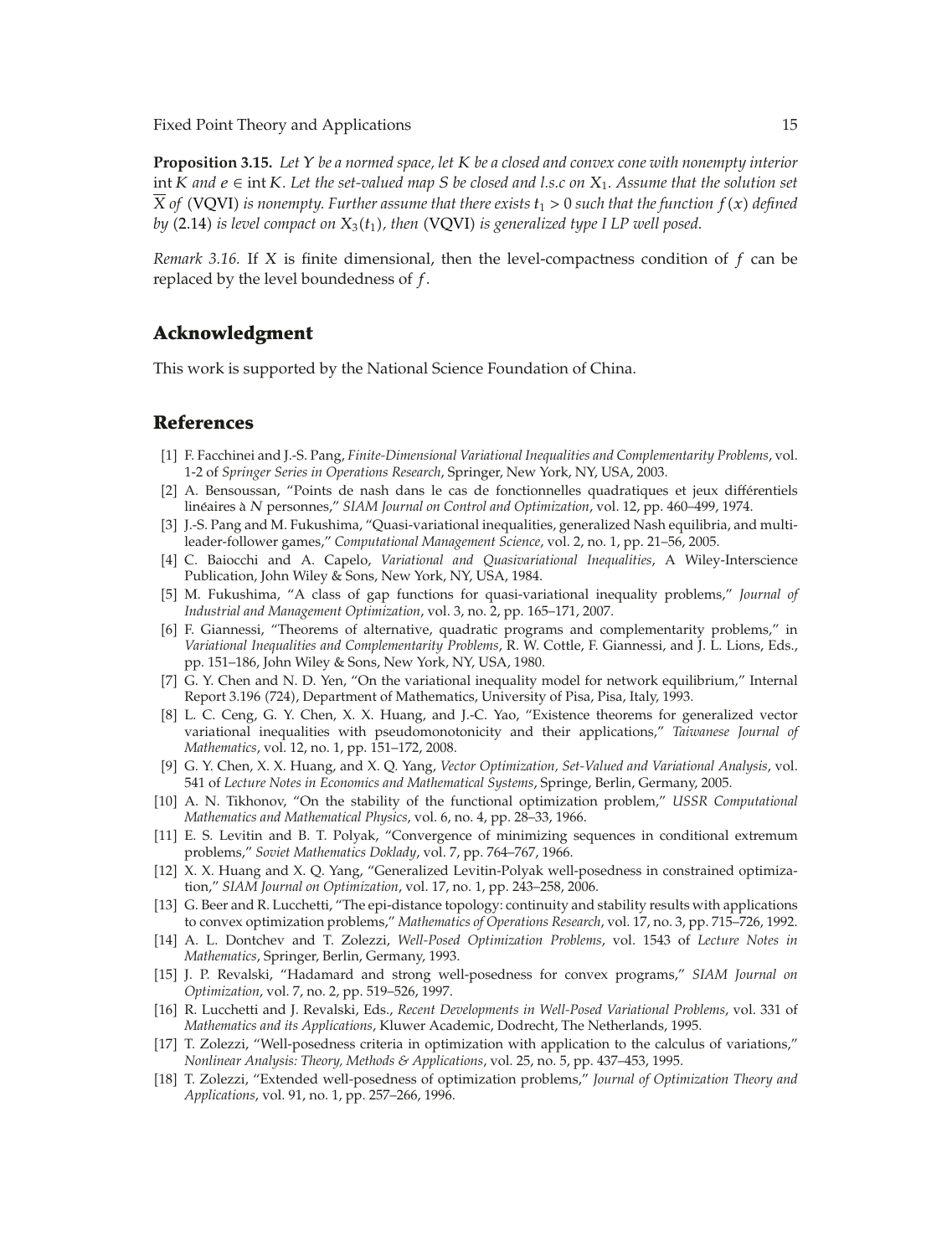**Proposition 3.15.** *Let $Y$ be a normed space, let $K$ be a closed and convex cone with nonempty interior* $\operatorname{int} K$ *and* $e \in \operatorname{int} K$. *Let the set-valued map $S$ be closed and l.s.c on $X_1$. Assume that the solution set* $\overline{X}$ *of* (VQVI) *is nonempty. Further assume that there exists $t_1 > 0$ such that the function $f(x)$ defined by* (2.14) *is level compact on $X_3(t_1)$, then* (VQVI) *is generalized type I LP well posed.*

*Remark 3.16.* If $X$ is finite dimensional, then the level-compactness condition of $f$ can be replaced by the level boundedness of $f$.

## Acknowledgment

This work is supported by the National Science Foundation of China.

## References

[1] F. Facchinei and J.-S. Pang, *Finite-Dimensional Variational Inequalities and Complementarity Problems*, vol. 1-2 of *Springer Series in Operations Research*, Springer, New York, NY, USA, 2003.

[2] A. Bensoussan, "Points de nash dans le cas de fonctionnelles quadratiques et jeux différentiels linéaires à $N$ personnes," *SIAM Journal on Control and Optimization*, vol. 12, pp. 460–499, 1974.

[3] J.-S. Pang and M. Fukushima, "Quasi-variational inequalities, generalized Nash equilibria, and multi-leader-follower games," *Computational Management Science*, vol. 2, no. 1, pp. 21–56, 2005.

[4] C. Baiocchi and A. Capelo, *Variational and Quasivariational Inequalities*, A Wiley-Interscience Publication, John Wiley & Sons, New York, NY, USA, 1984.

[5] M. Fukushima, "A class of gap functions for quasi-variational inequality problems," *Journal of Industrial and Management Optimization*, vol. 3, no. 2, pp. 165–171, 2007.

[6] F. Giannessi, "Theorems of alternative, quadratic programs and complementarity problems," in *Variational Inequalities and Complementarity Problems*, R. W. Cottle, F. Giannessi, and J. L. Lions, Eds., pp. 151–186, John Wiley & Sons, New York, NY, USA, 1980.

[7] G. Y. Chen and N. D. Yen, "On the variational inequality model for network equilibrium," Internal Report 3.196 (724), Department of Mathematics, University of Pisa, Pisa, Italy, 1993.

[8] L. C. Ceng, G. Y. Chen, X. X. Huang, and J.-C. Yao, "Existence theorems for generalized vector variational inequalities with pseudomonotonicity and their applications," *Taiwanese Journal of Mathematics*, vol. 12, no. 1, pp. 151–172, 2008.

[9] G. Y. Chen, X. X. Huang, and X. Q. Yang, *Vector Optimization, Set-Valued and Variational Analysis*, vol. 541 of *Lecture Notes in Economics and Mathematical Systems*, Springe, Berlin, Germany, 2005.

[10] A. N. Tikhonov, "On the stability of the functional optimization problem," *USSR Computational Mathematics and Mathematical Physics*, vol. 6, no. 4, pp. 28–33, 1966.

[11] E. S. Levitin and B. T. Polyak, "Convergence of minimizing sequences in conditional extremum problems," *Soviet Mathematics Doklady*, vol. 7, pp. 764–767, 1966.

[12] X. X. Huang and X. Q. Yang, "Generalized Levitin-Polyak well-posedness in constrained optimization," *SIAM Journal on Optimization*, vol. 17, no. 1, pp. 243–258, 2006.

[13] G. Beer and R. Lucchetti, "The epi-distance topology: continuity and stability results with applications to convex optimization problems," *Mathematics of Operations Research*, vol. 17, no. 3, pp. 715–726, 1992.

[14] A. L. Dontchev and T. Zolezzi, *Well-Posed Optimization Problems*, vol. 1543 of *Lecture Notes in Mathematics*, Springer, Berlin, Germany, 1993.

[15] J. P. Revalski, "Hadamard and strong well-posedness for convex programs," *SIAM Journal on Optimization*, vol. 7, no. 2, pp. 519–526, 1997.

[16] R. Lucchetti and J. Revalski, Eds., *Recent Developments in Well-Posed Variational Problems*, vol. 331 of *Mathematics and its Applications*, Kluwer Academic, Dodrecht, The Netherlands, 1995.

[17] T. Zolezzi, "Well-posedness criteria in optimization with application to the calculus of variations," *Nonlinear Analysis: Theory, Methods & Applications*, vol. 25, no. 5, pp. 437–453, 1995.

[18] T. Zolezzi, "Extended well-posedness of optimization problems," *Journal of Optimization Theory and Applications*, vol. 91, no. 1, pp. 257–266, 1996.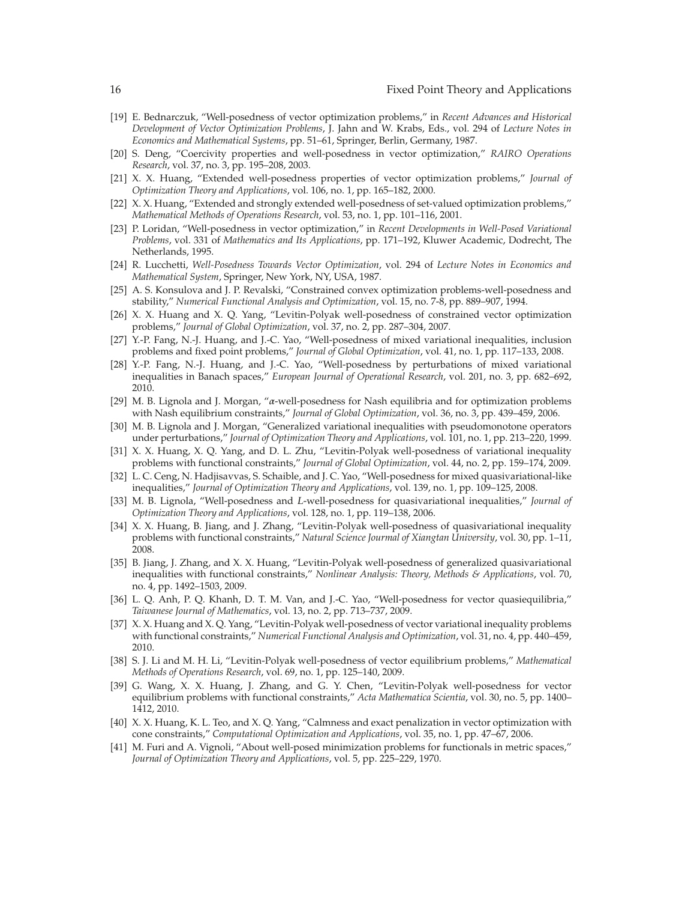[19] E. Bednarczuk, "Well-posedness of vector optimization problems," in *Recent Advances and Historical Development of Vector Optimization Problems*, J. Jahn and W. Krabs, Eds., vol. 294 of *Lecture Notes in Economics and Mathematical Systems*, pp. 51–61, Springer, Berlin, Germany, 1987.

[20] S. Deng, "Coercivity properties and well-posedness in vector optimization," *RAIRO Operations Research*, vol. 37, no. 3, pp. 195–208, 2003.

[21] X. X. Huang, "Extended well-posedness properties of vector optimization problems," *Journal of Optimization Theory and Applications*, vol. 106, no. 1, pp. 165–182, 2000.

[22] X. X. Huang, "Extended and strongly extended well-posedness of set-valued optimization problems," *Mathematical Methods of Operations Research*, vol. 53, no. 1, pp. 101–116, 2001.

[23] P. Loridan, "Well-posedness in vector optimization," in *Recent Developments in Well-Posed Variational Problems*, vol. 331 of *Mathematics and Its Applications*, pp. 171–192, Kluwer Academic, Dodrecht, The Netherlands, 1995.

[24] R. Lucchetti, *Well-Posedness Towards Vector Optimization*, vol. 294 of *Lecture Notes in Economics and Mathematical System*, Springer, New York, NY, USA, 1987.

[25] A. S. Konsulova and J. P. Revalski, "Constrained convex optimization problems-well-posedness and stability," *Numerical Functional Analysis and Optimization*, vol. 15, no. 7-8, pp. 889–907, 1994.

[26] X. X. Huang and X. Q. Yang, "Levitin-Polyak well-posedness of constrained vector optimization problems," *Journal of Global Optimization*, vol. 37, no. 2, pp. 287–304, 2007.

[27] Y.-P. Fang, N.-J. Huang, and J.-C. Yao, "Well-posedness of mixed variational inequalities, inclusion problems and fixed point problems," *Journal of Global Optimization*, vol. 41, no. 1, pp. 117–133, 2008.

[28] Y.-P. Fang, N.-J. Huang, and J.-C. Yao, "Well-posedness by perturbations of mixed variational inequalities in Banach spaces," *European Journal of Operational Research*, vol. 201, no. 3, pp. 682–692, 2010.

[29] M. B. Lignola and J. Morgan, "$\alpha$-well-posedness for Nash equilibria and for optimization problems with Nash equilibrium constraints," *Journal of Global Optimization*, vol. 36, no. 3, pp. 439–459, 2006.

[30] M. B. Lignola and J. Morgan, "Generalized variational inequalities with pseudomonotone operators under perturbations," *Journal of Optimization Theory and Applications*, vol. 101, no. 1, pp. 213–220, 1999.

[31] X. X. Huang, X. Q. Yang, and D. L. Zhu, "Levitin-Polyak well-posedness of variational inequality problems with functional constraints," *Journal of Global Optimization*, vol. 44, no. 2, pp. 159–174, 2009.

[32] L. C. Ceng, N. Hadjisavvas, S. Schaible, and J. C. Yao, "Well-posedness for mixed quasivariational-like inequalities," *Journal of Optimization Theory and Applications*, vol. 139, no. 1, pp. 109–125, 2008.

[33] M. B. Lignola, "Well-posedness and *L*-well-posedness for quasivariational inequalities," *Journal of Optimization Theory and Applications*, vol. 128, no. 1, pp. 119–138, 2006.

[34] X. X. Huang, B. Jiang, and J. Zhang, "Levitin-Polyak well-posedness of quasivariational inequality problems with functional constraints," *Natural Science Journal of Xiangtan University*, vol. 30, pp. 1–11, 2008.

[35] B. Jiang, J. Zhang, and X. X. Huang, "Levitin-Polyak well-posedness of generalized quasivariational inequalities with functional constraints," *Nonlinear Analysis: Theory, Methods & Applications*, vol. 70, no. 4, pp. 1492–1503, 2009.

[36] L. Q. Anh, P. Q. Khanh, D. T. M. Van, and J.-C. Yao, "Well-posedness for vector quasiequilibria," *Taiwanese Journal of Mathematics*, vol. 13, no. 2, pp. 713–737, 2009.

[37] X. X. Huang and X. Q. Yang, "Levitin-Polyak well-posedness of vector variational inequality problems with functional constraints," *Numerical Functional Analysis and Optimization*, vol. 31, no. 4, pp. 440–459, 2010.

[38] S. J. Li and M. H. Li, "Levitin-Polyak well-posedness of vector equilibrium problems," *Mathematical Methods of Operations Research*, vol. 69, no. 1, pp. 125–140, 2009.

[39] G. Wang, X. X. Huang, J. Zhang, and G. Y. Chen, "Levitin-Polyak well-posedness for vector equilibrium problems with functional constraints," *Acta Mathematica Scientia*, vol. 30, no. 5, pp. 1400–1412, 2010.

[40] X. X. Huang, K. L. Teo, and X. Q. Yang, "Calmness and exact penalization in vector optimization with cone constraints," *Computational Optimization and Applications*, vol. 35, no. 1, pp. 47–67, 2006.

[41] M. Furi and A. Vignoli, "About well-posed minimization problems for functionals in metric spaces," *Journal of Optimization Theory and Applications*, vol. 5, pp. 225–229, 1970.